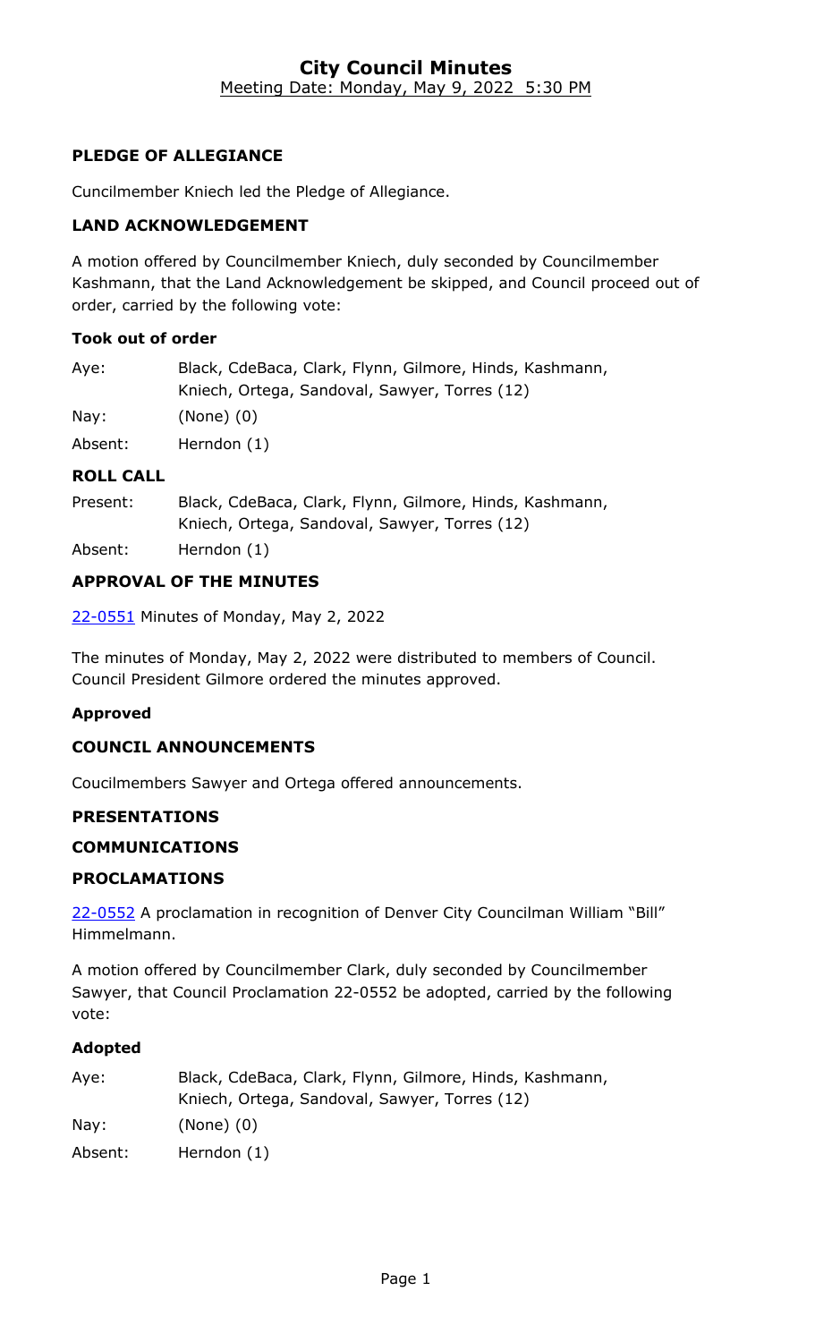# City Council Minutes

Meeting Date: Monday, May 9, 2022 5:30 PM

### PLEDGE OF ALLEGIANCE

Cuncilmember Kniech led the Pledge of Allegiance.

### LAND ACKNOWLEDGEMENT

A motion offered by Councilmember Kniech, duly seconded by Councilmember Kashmann, that the Land Acknowledgement be skipped, and Council proceed out of order, carried by the following vote:

**Took out of order**

| | |
|---|---|
| Aye: | Black, CdeBaca, Clark, Flynn, Gilmore, Hinds, Kashmann, Kniech, Ortega, Sandoval, Sawyer, Torres (12) |
| Nay: | (None) (0) |
| Absent: | Herndon (1) |

### ROLL CALL

| | |
|---|---|
| Present: | Black, CdeBaca, Clark, Flynn, Gilmore, Hinds, Kashmann, Kniech, Ortega, Sandoval, Sawyer, Torres (12) |
| Absent: | Herndon (1) |

### APPROVAL OF THE MINUTES

22-0551 Minutes of Monday, May 2, 2022

The minutes of Monday, May 2, 2022 were distributed to members of Council. Council President Gilmore ordered the minutes approved.

**Approved**

### COUNCIL ANNOUNCEMENTS

Coucilmembers Sawyer and Ortega offered announcements.

### PRESENTATIONS

### COMMUNICATIONS

### PROCLAMATIONS

22-0552 A proclamation in recognition of Denver City Councilman William "Bill" Himmelmann.

A motion offered by Councilmember Clark, duly seconded by Councilmember Sawyer, that Council Proclamation 22-0552 be adopted, carried by the following vote:

**Adopted**

| | |
|---|---|
| Aye: | Black, CdeBaca, Clark, Flynn, Gilmore, Hinds, Kashmann, Kniech, Ortega, Sandoval, Sawyer, Torres (12) |
| Nay: | (None) (0) |
| Absent: | Herndon (1) |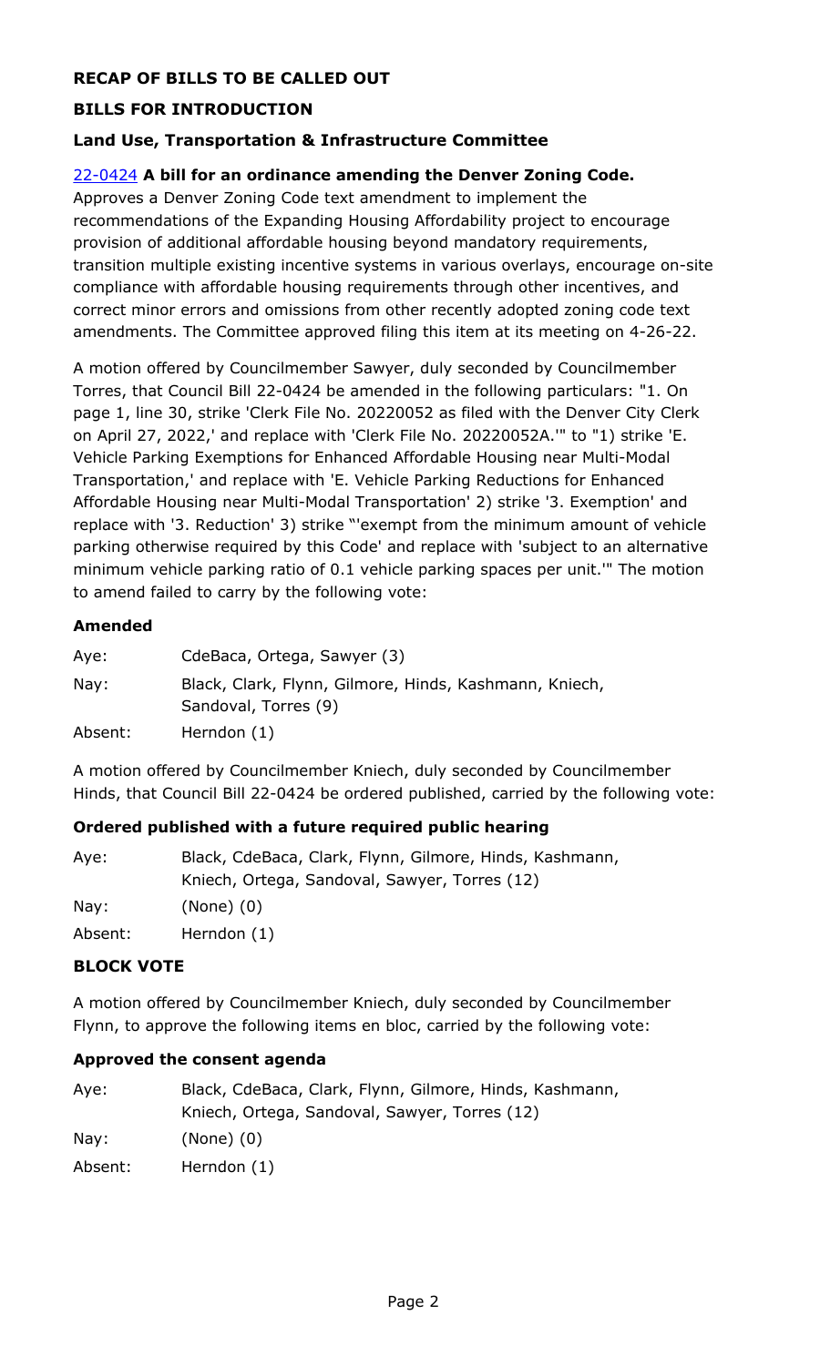## RECAP OF BILLS TO BE CALLED OUT

## BILLS FOR INTRODUCTION

### Land Use, Transportation & Infrastructure Committee

22-0424 **A bill for an ordinance amending the Denver Zoning Code.**

Approves a Denver Zoning Code text amendment to implement the recommendations of the Expanding Housing Affordability project to encourage provision of additional affordable housing beyond mandatory requirements, transition multiple existing incentive systems in various overlays, encourage on-site compliance with affordable housing requirements through other incentives, and correct minor errors and omissions from other recently adopted zoning code text amendments. The Committee approved filing this item at its meeting on 4-26-22.

A motion offered by Councilmember Sawyer, duly seconded by Councilmember Torres, that Council Bill 22-0424 be amended in the following particulars: "1. On page 1, line 30, strike 'Clerk File No. 20220052 as filed with the Denver City Clerk on April 27, 2022,' and replace with 'Clerk File No. 20220052A.'" to "1) strike 'E. Vehicle Parking Exemptions for Enhanced Affordable Housing near Multi-Modal Transportation,' and replace with 'E. Vehicle Parking Reductions for Enhanced Affordable Housing near Multi-Modal Transportation' 2) strike '3. Exemption' and replace with '3. Reduction' 3) strike "'exempt from the minimum amount of vehicle parking otherwise required by this Code' and replace with 'subject to an alternative minimum vehicle parking ratio of 0.1 vehicle parking spaces per unit.'" The motion to amend failed to carry by the following vote:

**Amended**

| | |
|---|---|
| Aye: | CdeBaca, Ortega, Sawyer (3) |
| Nay: | Black, Clark, Flynn, Gilmore, Hinds, Kashmann, Kniech, Sandoval, Torres (9) |
| Absent: | Herndon (1) |

A motion offered by Councilmember Kniech, duly seconded by Councilmember Hinds, that Council Bill 22-0424 be ordered published, carried by the following vote:

**Ordered published with a future required public hearing**

| | |
|---|---|
| Aye: | Black, CdeBaca, Clark, Flynn, Gilmore, Hinds, Kashmann, Kniech, Ortega, Sandoval, Sawyer, Torres (12) |
| Nay: | (None) (0) |
| Absent: | Herndon (1) |

## BLOCK VOTE

A motion offered by Councilmember Kniech, duly seconded by Councilmember Flynn, to approve the following items en bloc, carried by the following vote:

**Approved the consent agenda**

| | |
|---|---|
| Aye: | Black, CdeBaca, Clark, Flynn, Gilmore, Hinds, Kashmann, Kniech, Ortega, Sandoval, Sawyer, Torres (12) |
| Nay: | (None) (0) |
| Absent: | Herndon (1) |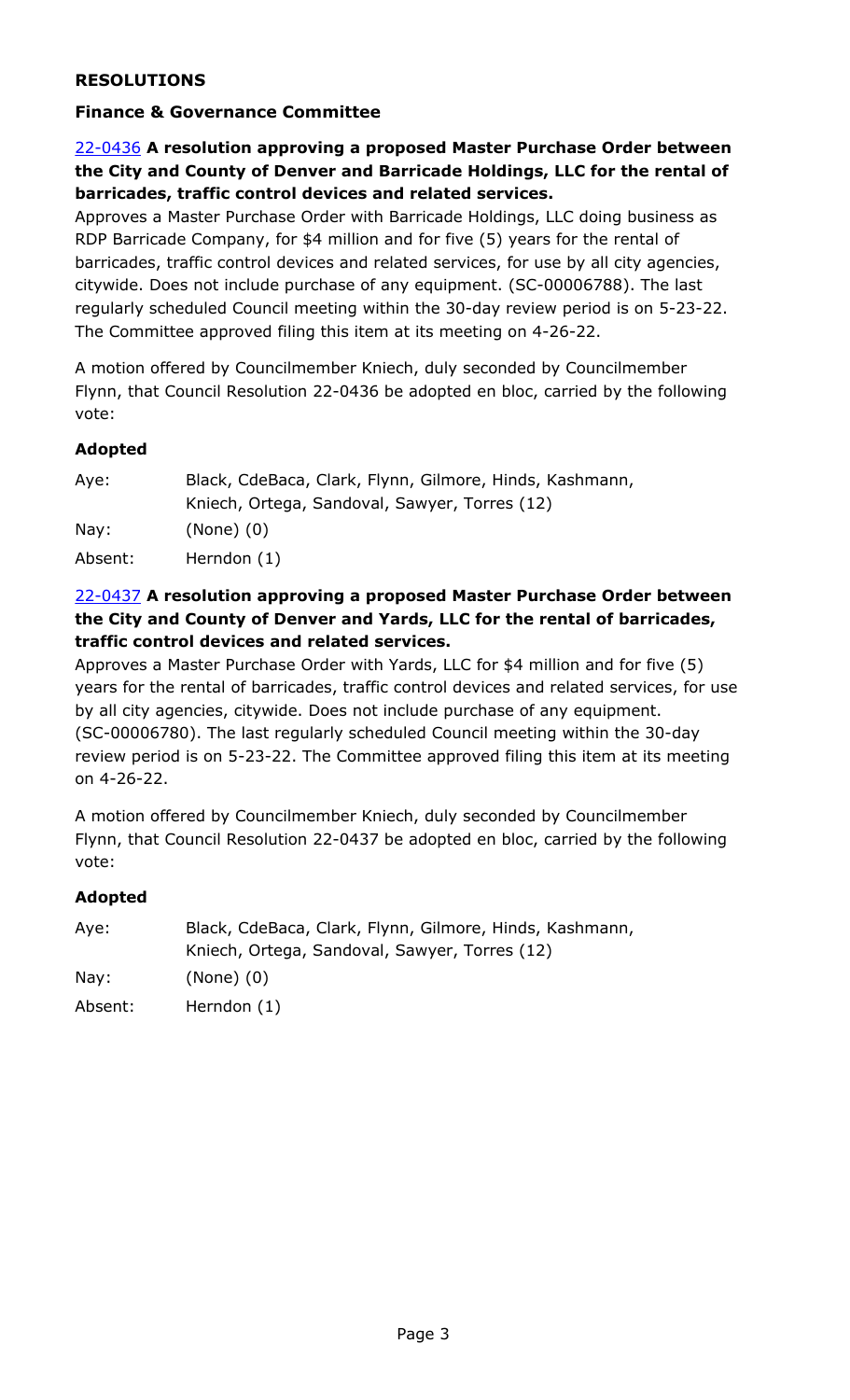## RESOLUTIONS

### Finance & Governance Committee

**22-0436 A resolution approving a proposed Master Purchase Order between the City and County of Denver and Barricade Holdings, LLC for the rental of barricades, traffic control devices and related services.**

Approves a Master Purchase Order with Barricade Holdings, LLC doing business as RDP Barricade Company, for $4 million and for five (5) years for the rental of barricades, traffic control devices and related services, for use by all city agencies, citywide. Does not include purchase of any equipment. (SC-00006788). The last regularly scheduled Council meeting within the 30-day review period is on 5-23-22. The Committee approved filing this item at its meeting on 4-26-22.

A motion offered by Councilmember Kniech, duly seconded by Councilmember Flynn, that Council Resolution 22-0436 be adopted en bloc, carried by the following vote:

**Adopted**

| | |
|---|---|
| Aye: | Black, CdeBaca, Clark, Flynn, Gilmore, Hinds, Kashmann, Kniech, Ortega, Sandoval, Sawyer, Torres (12) |
| Nay: | (None) (0) |
| Absent: | Herndon (1) |

**22-0437 A resolution approving a proposed Master Purchase Order between the City and County of Denver and Yards, LLC for the rental of barricades, traffic control devices and related services.**

Approves a Master Purchase Order with Yards, LLC for $4 million and for five (5) years for the rental of barricades, traffic control devices and related services, for use by all city agencies, citywide. Does not include purchase of any equipment. (SC-00006780). The last regularly scheduled Council meeting within the 30-day review period is on 5-23-22. The Committee approved filing this item at its meeting on 4-26-22.

A motion offered by Councilmember Kniech, duly seconded by Councilmember Flynn, that Council Resolution 22-0437 be adopted en bloc, carried by the following vote:

**Adopted**

| | |
|---|---|
| Aye: | Black, CdeBaca, Clark, Flynn, Gilmore, Hinds, Kashmann, Kniech, Ortega, Sandoval, Sawyer, Torres (12) |
| Nay: | (None) (0) |
| Absent: | Herndon (1) |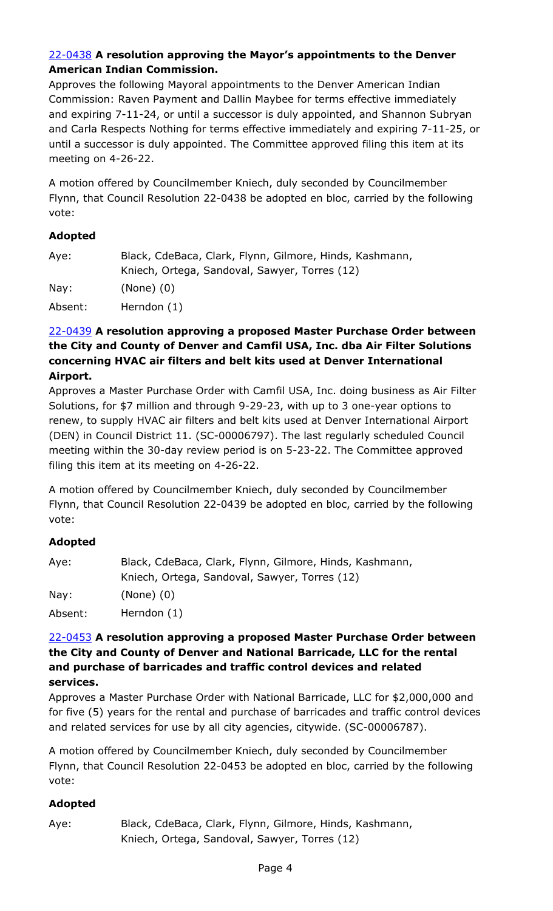**22-0438 A resolution approving the Mayor's appointments to the Denver American Indian Commission.**

Approves the following Mayoral appointments to the Denver American Indian Commission: Raven Payment and Dallin Maybee for terms effective immediately and expiring 7-11-24, or until a successor is duly appointed, and Shannon Subryan and Carla Respects Nothing for terms effective immediately and expiring 7-11-25, or until a successor is duly appointed. The Committee approved filing this item at its meeting on 4-26-22.

A motion offered by Councilmember Kniech, duly seconded by Councilmember Flynn, that Council Resolution 22-0438 be adopted en bloc, carried by the following vote:

**Adopted**

Aye: Black, CdeBaca, Clark, Flynn, Gilmore, Hinds, Kashmann, Kniech, Ortega, Sandoval, Sawyer, Torres (12)

Nay: (None) (0)

Absent: Herndon (1)

**22-0439 A resolution approving a proposed Master Purchase Order between the City and County of Denver and Camfil USA, Inc. dba Air Filter Solutions concerning HVAC air filters and belt kits used at Denver International Airport.**

Approves a Master Purchase Order with Camfil USA, Inc. doing business as Air Filter Solutions, for $7 million and through 9-29-23, with up to 3 one-year options to renew, to supply HVAC air filters and belt kits used at Denver International Airport (DEN) in Council District 11. (SC-00006797). The last regularly scheduled Council meeting within the 30-day review period is on 5-23-22. The Committee approved filing this item at its meeting on 4-26-22.

A motion offered by Councilmember Kniech, duly seconded by Councilmember Flynn, that Council Resolution 22-0439 be adopted en bloc, carried by the following vote:

**Adopted**

Aye: Black, CdeBaca, Clark, Flynn, Gilmore, Hinds, Kashmann, Kniech, Ortega, Sandoval, Sawyer, Torres (12)

Nay: (None) (0)

Absent: Herndon (1)

**22-0453 A resolution approving a proposed Master Purchase Order between the City and County of Denver and National Barricade, LLC for the rental and purchase of barricades and traffic control devices and related services.**

Approves a Master Purchase Order with National Barricade, LLC for $2,000,000 and for five (5) years for the rental and purchase of barricades and traffic control devices and related services for use by all city agencies, citywide. (SC-00006787).

A motion offered by Councilmember Kniech, duly seconded by Councilmember Flynn, that Council Resolution 22-0453 be adopted en bloc, carried by the following vote:

**Adopted**

Aye: Black, CdeBaca, Clark, Flynn, Gilmore, Hinds, Kashmann, Kniech, Ortega, Sandoval, Sawyer, Torres (12)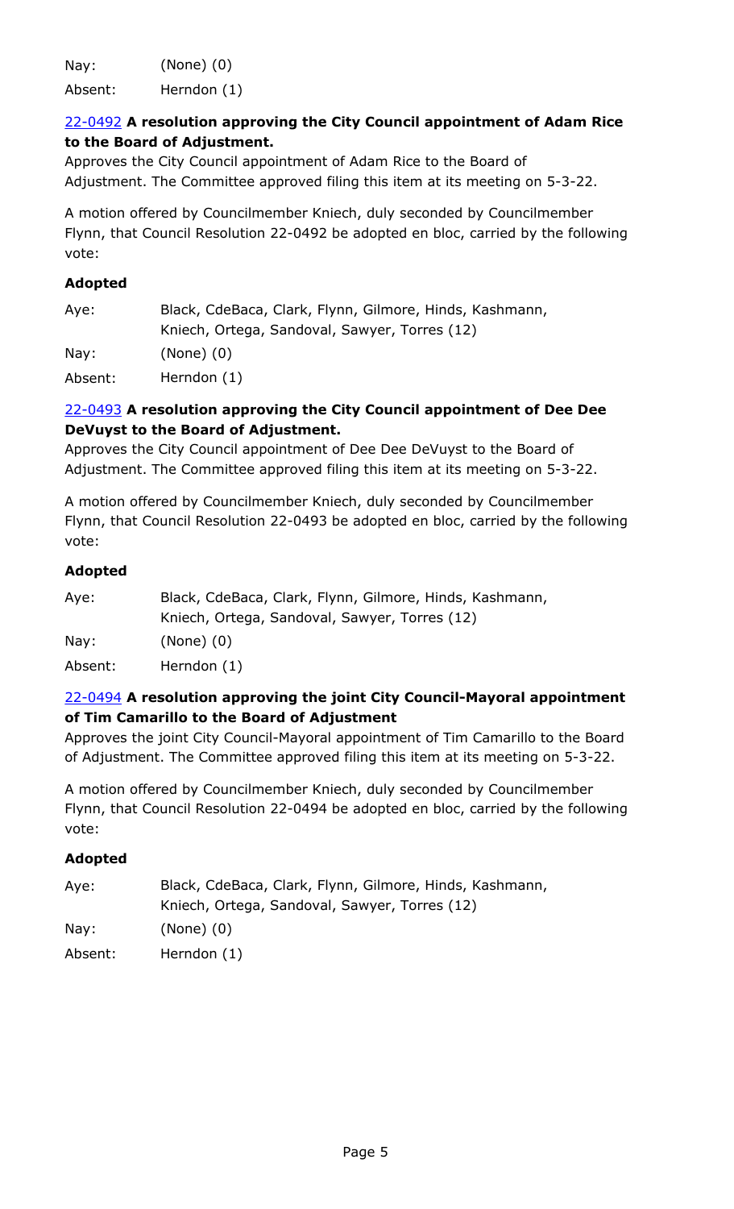Nay: (None) (0)

Absent: Herndon (1)

22-0492 **A resolution approving the City Council appointment of Adam Rice to the Board of Adjustment.**

Approves the City Council appointment of Adam Rice to the Board of Adjustment. The Committee approved filing this item at its meeting on 5-3-22.

A motion offered by Councilmember Kniech, duly seconded by Councilmember Flynn, that Council Resolution 22-0492 be adopted en bloc, carried by the following vote:

**Adopted**

Aye: Black, CdeBaca, Clark, Flynn, Gilmore, Hinds, Kashmann, Kniech, Ortega, Sandoval, Sawyer, Torres (12)

Nay: (None) (0)

Absent: Herndon (1)

22-0493 **A resolution approving the City Council appointment of Dee Dee DeVuyst to the Board of Adjustment.**

Approves the City Council appointment of Dee Dee DeVuyst to the Board of Adjustment. The Committee approved filing this item at its meeting on 5-3-22.

A motion offered by Councilmember Kniech, duly seconded by Councilmember Flynn, that Council Resolution 22-0493 be adopted en bloc, carried by the following vote:

**Adopted**

Aye: Black, CdeBaca, Clark, Flynn, Gilmore, Hinds, Kashmann, Kniech, Ortega, Sandoval, Sawyer, Torres (12)

Nay: (None) (0)

Absent: Herndon (1)

22-0494 **A resolution approving the joint City Council-Mayoral appointment of Tim Camarillo to the Board of Adjustment**

Approves the joint City Council-Mayoral appointment of Tim Camarillo to the Board of Adjustment. The Committee approved filing this item at its meeting on 5-3-22.

A motion offered by Councilmember Kniech, duly seconded by Councilmember Flynn, that Council Resolution 22-0494 be adopted en bloc, carried by the following vote:

**Adopted**

Aye: Black, CdeBaca, Clark, Flynn, Gilmore, Hinds, Kashmann, Kniech, Ortega, Sandoval, Sawyer, Torres (12)

Nay: (None) (0)

Absent: Herndon (1)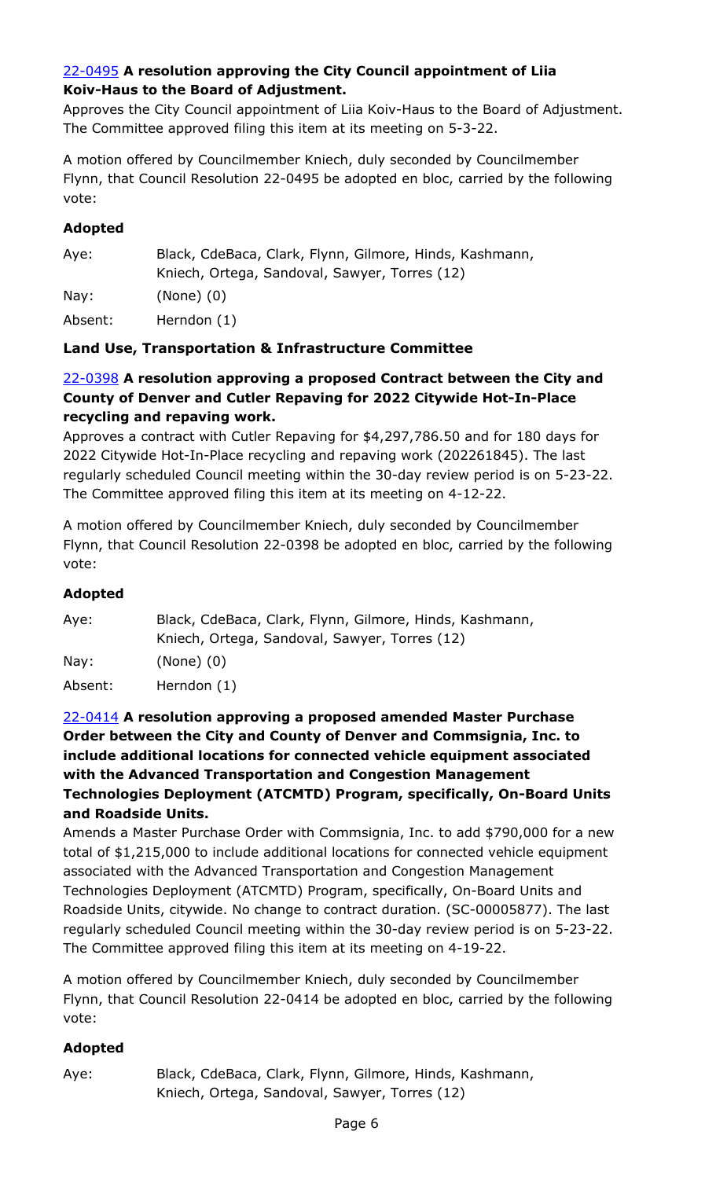[22-0495](#) **A resolution approving the City Council appointment of Liia Koiv-Haus to the Board of Adjustment.**

Approves the City Council appointment of Liia Koiv-Haus to the Board of Adjustment. The Committee approved filing this item at its meeting on 5-3-22.

A motion offered by Councilmember Kniech, duly seconded by Councilmember Flynn, that Council Resolution 22-0495 be adopted en bloc, carried by the following vote:

**Adopted**

| | |
|---|---|
| Aye: | Black, CdeBaca, Clark, Flynn, Gilmore, Hinds, Kashmann, Kniech, Ortega, Sandoval, Sawyer, Torres (12) |
| Nay: | (None) (0) |
| Absent: | Herndon (1) |

**Land Use, Transportation & Infrastructure Committee**

[22-0398](#) **A resolution approving a proposed Contract between the City and County of Denver and Cutler Repaving for 2022 Citywide Hot-In-Place recycling and repaving work.**

Approves a contract with Cutler Repaving for $4,297,786.50 and for 180 days for 2022 Citywide Hot-In-Place recycling and repaving work (202261845). The last regularly scheduled Council meeting within the 30-day review period is on 5-23-22. The Committee approved filing this item at its meeting on 4-12-22.

A motion offered by Councilmember Kniech, duly seconded by Councilmember Flynn, that Council Resolution 22-0398 be adopted en bloc, carried by the following vote:

**Adopted**

| | |
|---|---|
| Aye: | Black, CdeBaca, Clark, Flynn, Gilmore, Hinds, Kashmann, Kniech, Ortega, Sandoval, Sawyer, Torres (12) |
| Nay: | (None) (0) |
| Absent: | Herndon (1) |

[22-0414](#) **A resolution approving a proposed amended Master Purchase Order between the City and County of Denver and Commsignia, Inc. to include additional locations for connected vehicle equipment associated with the Advanced Transportation and Congestion Management Technologies Deployment (ATCMTD) Program, specifically, On-Board Units and Roadside Units.**

Amends a Master Purchase Order with Commsignia, Inc. to add $790,000 for a new total of $1,215,000 to include additional locations for connected vehicle equipment associated with the Advanced Transportation and Congestion Management Technologies Deployment (ATCMTD) Program, specifically, On-Board Units and Roadside Units, citywide. No change to contract duration. (SC-00005877). The last regularly scheduled Council meeting within the 30-day review period is on 5-23-22. The Committee approved filing this item at its meeting on 4-19-22.

A motion offered by Councilmember Kniech, duly seconded by Councilmember Flynn, that Council Resolution 22-0414 be adopted en bloc, carried by the following vote:

**Adopted**

| | |
|---|---|
| Aye: | Black, CdeBaca, Clark, Flynn, Gilmore, Hinds, Kashmann, Kniech, Ortega, Sandoval, Sawyer, Torres (12) |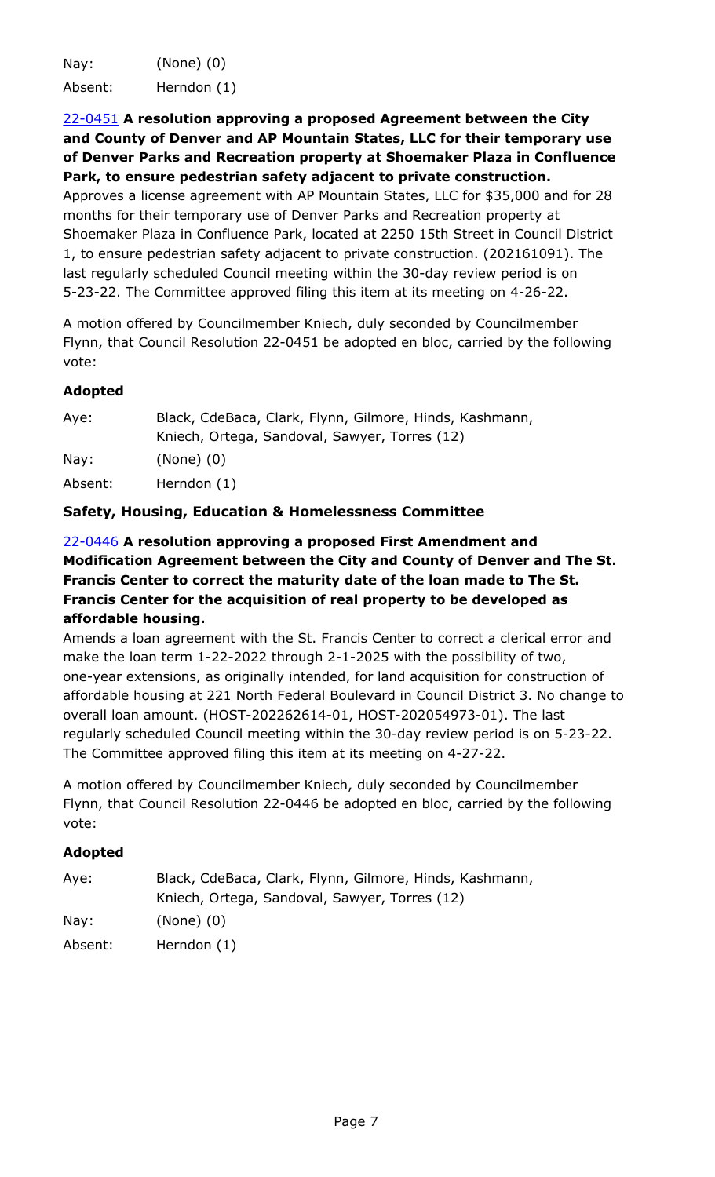| | |
|---|---|
| Nay: | (None) (0) |
| Absent: | Herndon (1) |

**22-0451 A resolution approving a proposed Agreement between the City and County of Denver and AP Mountain States, LLC for their temporary use of Denver Parks and Recreation property at Shoemaker Plaza in Confluence Park, to ensure pedestrian safety adjacent to private construction.**

Approves a license agreement with AP Mountain States, LLC for $35,000 and for 28 months for their temporary use of Denver Parks and Recreation property at Shoemaker Plaza in Confluence Park, located at 2250 15th Street in Council District 1, to ensure pedestrian safety adjacent to private construction. (202161091). The last regularly scheduled Council meeting within the 30-day review period is on 5-23-22. The Committee approved filing this item at its meeting on 4-26-22.

A motion offered by Councilmember Kniech, duly seconded by Councilmember Flynn, that Council Resolution 22-0451 be adopted en bloc, carried by the following vote:

**Adopted**

| | |
|---|---|
| Aye: | Black, CdeBaca, Clark, Flynn, Gilmore, Hinds, Kashmann, Kniech, Ortega, Sandoval, Sawyer, Torres (12) |
| Nay: | (None) (0) |
| Absent: | Herndon (1) |

### Safety, Housing, Education & Homelessness Committee

**22-0446 A resolution approving a proposed First Amendment and Modification Agreement between the City and County of Denver and The St. Francis Center to correct the maturity date of the loan made to The St. Francis Center for the acquisition of real property to be developed as affordable housing.**

Amends a loan agreement with the St. Francis Center to correct a clerical error and make the loan term 1-22-2022 through 2-1-2025 with the possibility of two, one-year extensions, as originally intended, for land acquisition for construction of affordable housing at 221 North Federal Boulevard in Council District 3. No change to overall loan amount. (HOST-202262614-01, HOST-202054973-01). The last regularly scheduled Council meeting within the 30-day review period is on 5-23-22. The Committee approved filing this item at its meeting on 4-27-22.

A motion offered by Councilmember Kniech, duly seconded by Councilmember Flynn, that Council Resolution 22-0446 be adopted en bloc, carried by the following vote:

**Adopted**

| | |
|---|---|
| Aye: | Black, CdeBaca, Clark, Flynn, Gilmore, Hinds, Kashmann, Kniech, Ortega, Sandoval, Sawyer, Torres (12) |
| Nay: | (None) (0) |
| Absent: | Herndon (1) |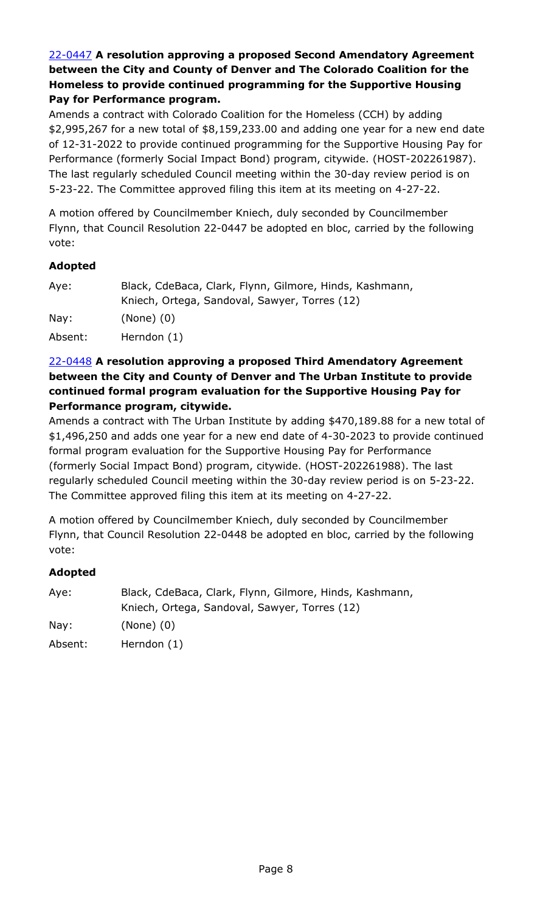22-0447 **A resolution approving a proposed Second Amendatory Agreement between the City and County of Denver and The Colorado Coalition for the Homeless to provide continued programming for the Supportive Housing Pay for Performance program.**

Amends a contract with Colorado Coalition for the Homeless (CCH) by adding $2,995,267 for a new total of $8,159,233.00 and adding one year for a new end date of 12-31-2022 to provide continued programming for the Supportive Housing Pay for Performance (formerly Social Impact Bond) program, citywide. (HOST-202261987). The last regularly scheduled Council meeting within the 30-day review period is on 5-23-22. The Committee approved filing this item at its meeting on 4-27-22.

A motion offered by Councilmember Kniech, duly seconded by Councilmember Flynn, that Council Resolution 22-0447 be adopted en bloc, carried by the following vote:

**Adopted**

| | |
|---|---|
| Aye: | Black, CdeBaca, Clark, Flynn, Gilmore, Hinds, Kashmann, Kniech, Ortega, Sandoval, Sawyer, Torres (12) |
| Nay: | (None) (0) |
| Absent: | Herndon (1) |

22-0448 **A resolution approving a proposed Third Amendatory Agreement between the City and County of Denver and The Urban Institute to provide continued formal program evaluation for the Supportive Housing Pay for Performance program, citywide.**

Amends a contract with The Urban Institute by adding $470,189.88 for a new total of $1,496,250 and adds one year for a new end date of 4-30-2023 to provide continued formal program evaluation for the Supportive Housing Pay for Performance (formerly Social Impact Bond) program, citywide. (HOST-202261988). The last regularly scheduled Council meeting within the 30-day review period is on 5-23-22. The Committee approved filing this item at its meeting on 4-27-22.

A motion offered by Councilmember Kniech, duly seconded by Councilmember Flynn, that Council Resolution 22-0448 be adopted en bloc, carried by the following vote:

**Adopted**

| | |
|---|---|
| Aye: | Black, CdeBaca, Clark, Flynn, Gilmore, Hinds, Kashmann, Kniech, Ortega, Sandoval, Sawyer, Torres (12) |
| Nay: | (None) (0) |
| Absent: | Herndon (1) |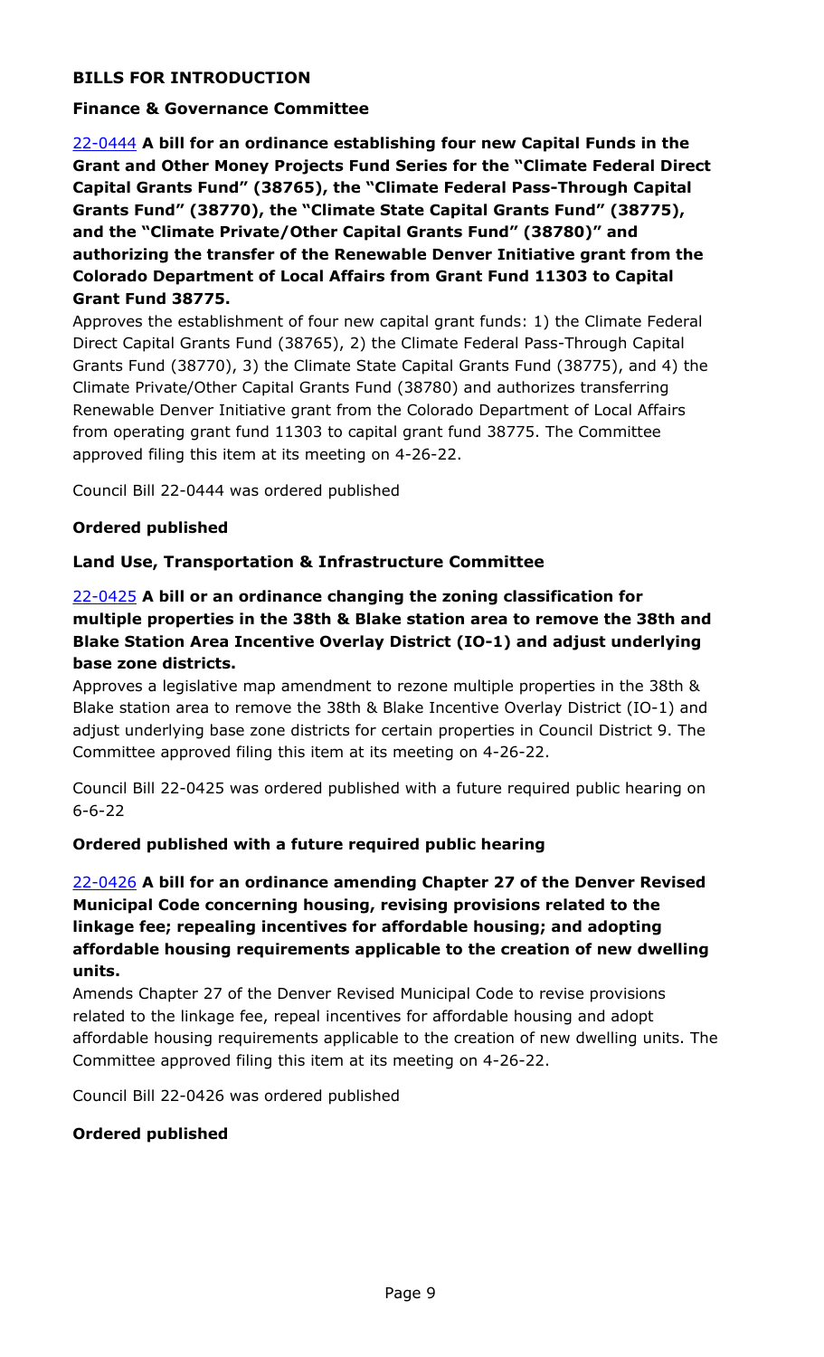## BILLS FOR INTRODUCTION

### Finance & Governance Committee

**22-0444 A bill for an ordinance establishing four new Capital Funds in the Grant and Other Money Projects Fund Series for the "Climate Federal Direct Capital Grants Fund" (38765), the "Climate Federal Pass-Through Capital Grants Fund" (38770), the "Climate State Capital Grants Fund" (38775), and the "Climate Private/Other Capital Grants Fund" (38780)" and authorizing the transfer of the Renewable Denver Initiative grant from the Colorado Department of Local Affairs from Grant Fund 11303 to Capital Grant Fund 38775.**

Approves the establishment of four new capital grant funds: 1) the Climate Federal Direct Capital Grants Fund (38765), 2) the Climate Federal Pass-Through Capital Grants Fund (38770), 3) the Climate State Capital Grants Fund (38775), and 4) the Climate Private/Other Capital Grants Fund (38780) and authorizes transferring Renewable Denver Initiative grant from the Colorado Department of Local Affairs from operating grant fund 11303 to capital grant fund 38775. The Committee approved filing this item at its meeting on 4-26-22.

Council Bill 22-0444 was ordered published

**Ordered published**

### Land Use, Transportation & Infrastructure Committee

**22-0425 A bill or an ordinance changing the zoning classification for multiple properties in the 38th & Blake station area to remove the 38th and Blake Station Area Incentive Overlay District (IO-1) and adjust underlying base zone districts.**

Approves a legislative map amendment to rezone multiple properties in the 38th & Blake station area to remove the 38th & Blake Incentive Overlay District (IO-1) and adjust underlying base zone districts for certain properties in Council District 9. The Committee approved filing this item at its meeting on 4-26-22.

Council Bill 22-0425 was ordered published with a future required public hearing on 6-6-22

**Ordered published with a future required public hearing**

**22-0426 A bill for an ordinance amending Chapter 27 of the Denver Revised Municipal Code concerning housing, revising provisions related to the linkage fee; repealing incentives for affordable housing; and adopting affordable housing requirements applicable to the creation of new dwelling units.**

Amends Chapter 27 of the Denver Revised Municipal Code to revise provisions related to the linkage fee, repeal incentives for affordable housing and adopt affordable housing requirements applicable to the creation of new dwelling units. The Committee approved filing this item at its meeting on 4-26-22.

Council Bill 22-0426 was ordered published

**Ordered published**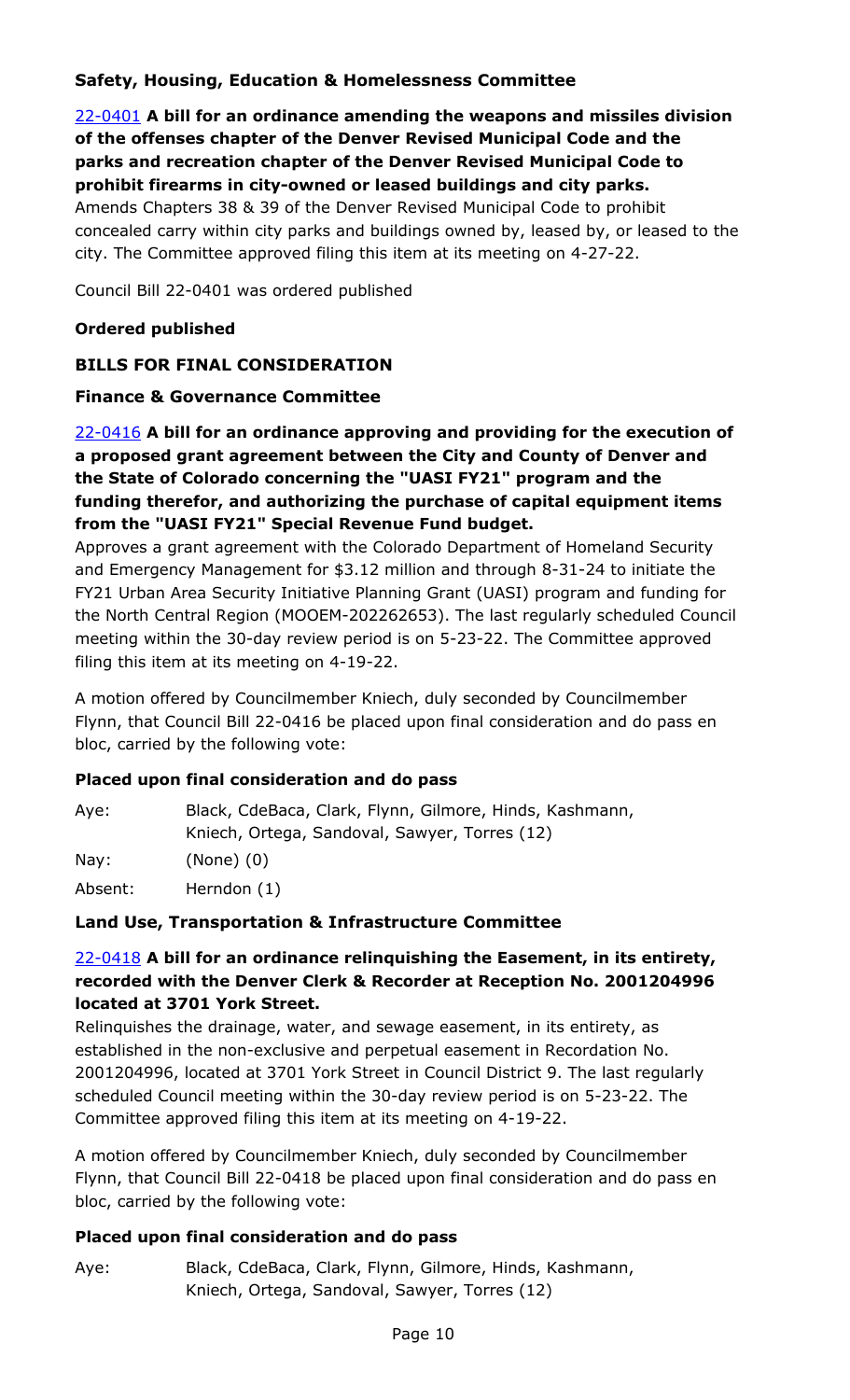### Safety, Housing, Education & Homelessness Committee

**22-0401 A bill for an ordinance amending the weapons and missiles division of the offenses chapter of the Denver Revised Municipal Code and the parks and recreation chapter of the Denver Revised Municipal Code to prohibit firearms in city-owned or leased buildings and city parks.**

Amends Chapters 38 & 39 of the Denver Revised Municipal Code to prohibit concealed carry within city parks and buildings owned by, leased by, or leased to the city. The Committee approved filing this item at its meeting on 4-27-22.

Council Bill 22-0401 was ordered published

**Ordered published**

## BILLS FOR FINAL CONSIDERATION

### Finance & Governance Committee

**22-0416 A bill for an ordinance approving and providing for the execution of a proposed grant agreement between the City and County of Denver and the State of Colorado concerning the "UASI FY21" program and the funding therefor, and authorizing the purchase of capital equipment items from the "UASI FY21" Special Revenue Fund budget.**

Approves a grant agreement with the Colorado Department of Homeland Security and Emergency Management for $3.12 million and through 8-31-24 to initiate the FY21 Urban Area Security Initiative Planning Grant (UASI) program and funding for the North Central Region (MOOEM-202262653). The last regularly scheduled Council meeting within the 30-day review period is on 5-23-22. The Committee approved filing this item at its meeting on 4-19-22.

A motion offered by Councilmember Kniech, duly seconded by Councilmember Flynn, that Council Bill 22-0416 be placed upon final consideration and do pass en bloc, carried by the following vote:

**Placed upon final consideration and do pass**

Aye: Black, CdeBaca, Clark, Flynn, Gilmore, Hinds, Kashmann, Kniech, Ortega, Sandoval, Sawyer, Torres (12)

Nay: (None) (0)

Absent: Herndon (1)

### Land Use, Transportation & Infrastructure Committee

**22-0418 A bill for an ordinance relinquishing the Easement, in its entirety, recorded with the Denver Clerk & Recorder at Reception No. 2001204996 located at 3701 York Street.**

Relinquishes the drainage, water, and sewage easement, in its entirety, as established in the non-exclusive and perpetual easement in Recordation No. 2001204996, located at 3701 York Street in Council District 9. The last regularly scheduled Council meeting within the 30-day review period is on 5-23-22. The Committee approved filing this item at its meeting on 4-19-22.

A motion offered by Councilmember Kniech, duly seconded by Councilmember Flynn, that Council Bill 22-0418 be placed upon final consideration and do pass en bloc, carried by the following vote:

**Placed upon final consideration and do pass**

Aye: Black, CdeBaca, Clark, Flynn, Gilmore, Hinds, Kashmann, Kniech, Ortega, Sandoval, Sawyer, Torres (12)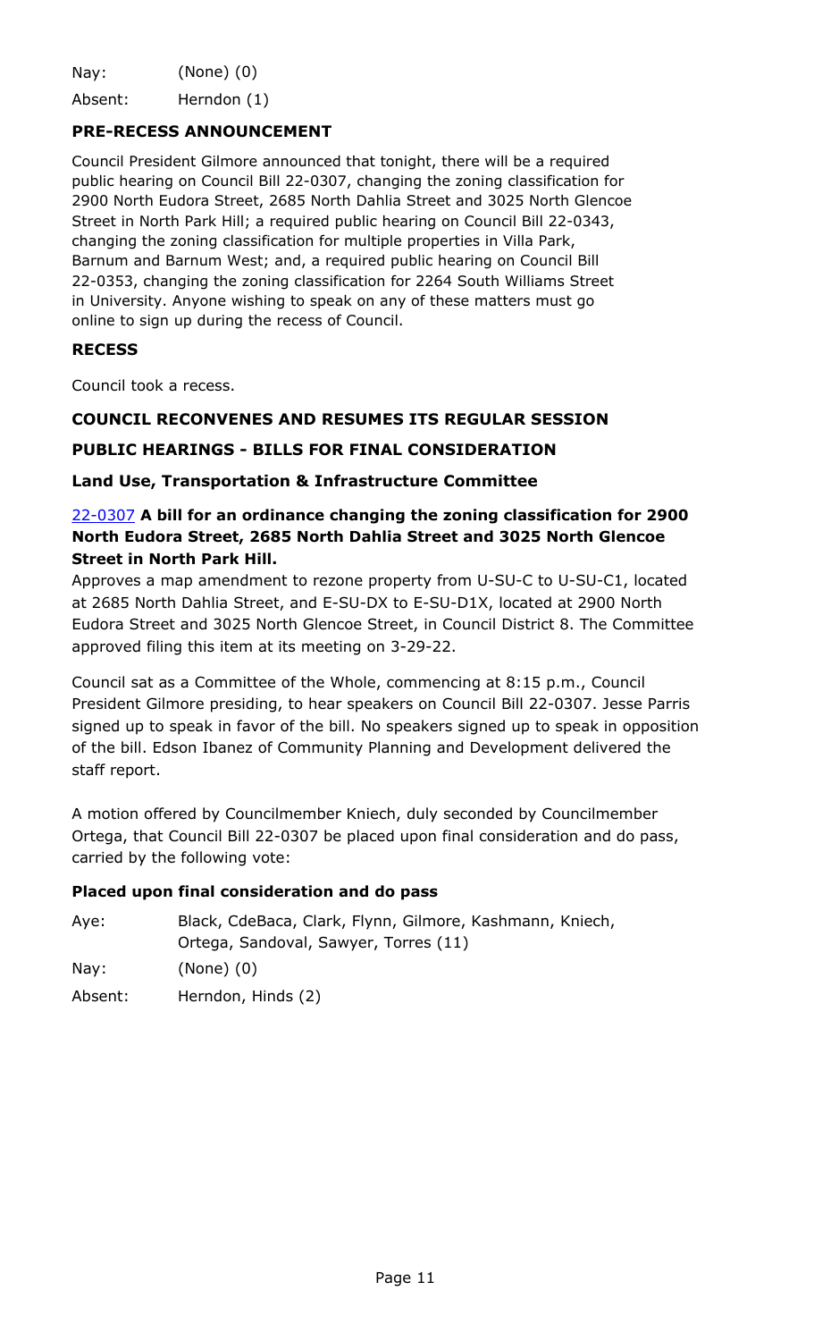| | |
|---|---|
| Nay: | (None) (0) |
| Absent: | Herndon (1) |

### PRE-RECESS ANNOUNCEMENT

Council President Gilmore announced that tonight, there will be a required public hearing on Council Bill 22-0307, changing the zoning classification for 2900 North Eudora Street, 2685 North Dahlia Street and 3025 North Glencoe Street in North Park Hill; a required public hearing on Council Bill 22-0343, changing the zoning classification for multiple properties in Villa Park, Barnum and Barnum West; and, a required public hearing on Council Bill 22-0353, changing the zoning classification for 2264 South Williams Street in University. Anyone wishing to speak on any of these matters must go online to sign up during the recess of Council.

### RECESS

Council took a recess.

### COUNCIL RECONVENES AND RESUMES ITS REGULAR SESSION

### PUBLIC HEARINGS - BILLS FOR FINAL CONSIDERATION

### Land Use, Transportation & Infrastructure Committee

22-0307 **A bill for an ordinance changing the zoning classification for 2900 North Eudora Street, 2685 North Dahlia Street and 3025 North Glencoe Street in North Park Hill.**

Approves a map amendment to rezone property from U-SU-C to U-SU-C1, located at 2685 North Dahlia Street, and E-SU-DX to E-SU-D1X, located at 2900 North Eudora Street and 3025 North Glencoe Street, in Council District 8. The Committee approved filing this item at its meeting on 3-29-22.

Council sat as a Committee of the Whole, commencing at 8:15 p.m., Council President Gilmore presiding, to hear speakers on Council Bill 22-0307. Jesse Parris signed up to speak in favor of the bill. No speakers signed up to speak in opposition of the bill. Edson Ibanez of Community Planning and Development delivered the staff report.

A motion offered by Councilmember Kniech, duly seconded by Councilmember Ortega, that Council Bill 22-0307 be placed upon final consideration and do pass, carried by the following vote:

**Placed upon final consideration and do pass**

| | |
|---|---|
| Aye: | Black, CdeBaca, Clark, Flynn, Gilmore, Kashmann, Kniech, Ortega, Sandoval, Sawyer, Torres (11) |
| Nay: | (None) (0) |
| Absent: | Herndon, Hinds (2) |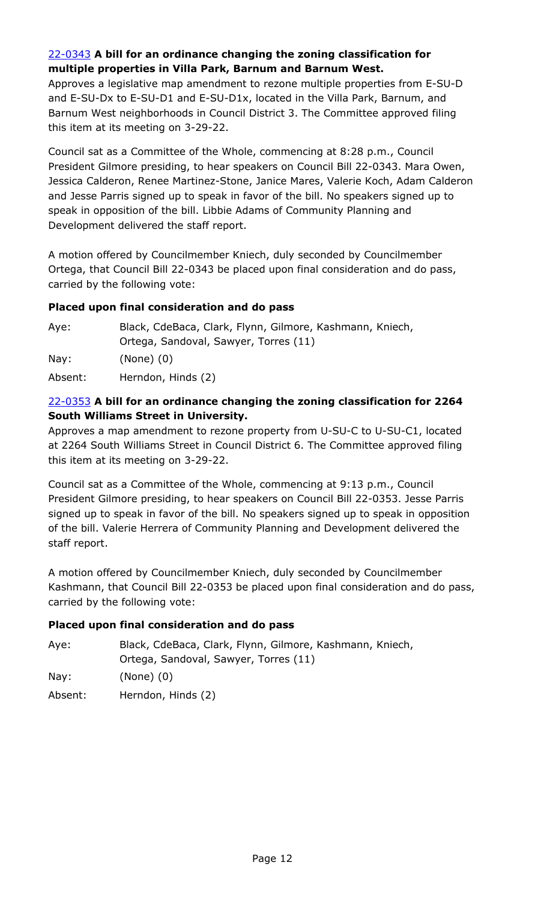**22-0343 A bill for an ordinance changing the zoning classification for multiple properties in Villa Park, Barnum and Barnum West.**

Approves a legislative map amendment to rezone multiple properties from E-SU-D and E-SU-Dx to E-SU-D1 and E-SU-D1x, located in the Villa Park, Barnum, and Barnum West neighborhoods in Council District 3. The Committee approved filing this item at its meeting on 3-29-22.

Council sat as a Committee of the Whole, commencing at 8:28 p.m., Council President Gilmore presiding, to hear speakers on Council Bill 22-0343. Mara Owen, Jessica Calderon, Renee Martinez-Stone, Janice Mares, Valerie Koch, Adam Calderon and Jesse Parris signed up to speak in favor of the bill. No speakers signed up to speak in opposition of the bill. Libbie Adams of Community Planning and Development delivered the staff report.

A motion offered by Councilmember Kniech, duly seconded by Councilmember Ortega, that Council Bill 22-0343 be placed upon final consideration and do pass, carried by the following vote:

**Placed upon final consideration and do pass**

| | |
|---|---|
| Aye: | Black, CdeBaca, Clark, Flynn, Gilmore, Kashmann, Kniech, Ortega, Sandoval, Sawyer, Torres (11) |
| Nay: | (None) (0) |
| Absent: | Herndon, Hinds (2) |

**22-0353 A bill for an ordinance changing the zoning classification for 2264 South Williams Street in University.**

Approves a map amendment to rezone property from U-SU-C to U-SU-C1, located at 2264 South Williams Street in Council District 6. The Committee approved filing this item at its meeting on 3-29-22.

Council sat as a Committee of the Whole, commencing at 9:13 p.m., Council President Gilmore presiding, to hear speakers on Council Bill 22-0353. Jesse Parris signed up to speak in favor of the bill. No speakers signed up to speak in opposition of the bill. Valerie Herrera of Community Planning and Development delivered the staff report.

A motion offered by Councilmember Kniech, duly seconded by Councilmember Kashmann, that Council Bill 22-0353 be placed upon final consideration and do pass, carried by the following vote:

**Placed upon final consideration and do pass**

| | |
|---|---|
| Aye: | Black, CdeBaca, Clark, Flynn, Gilmore, Kashmann, Kniech, Ortega, Sandoval, Sawyer, Torres (11) |
| Nay: | (None) (0) |
| Absent: | Herndon, Hinds (2) |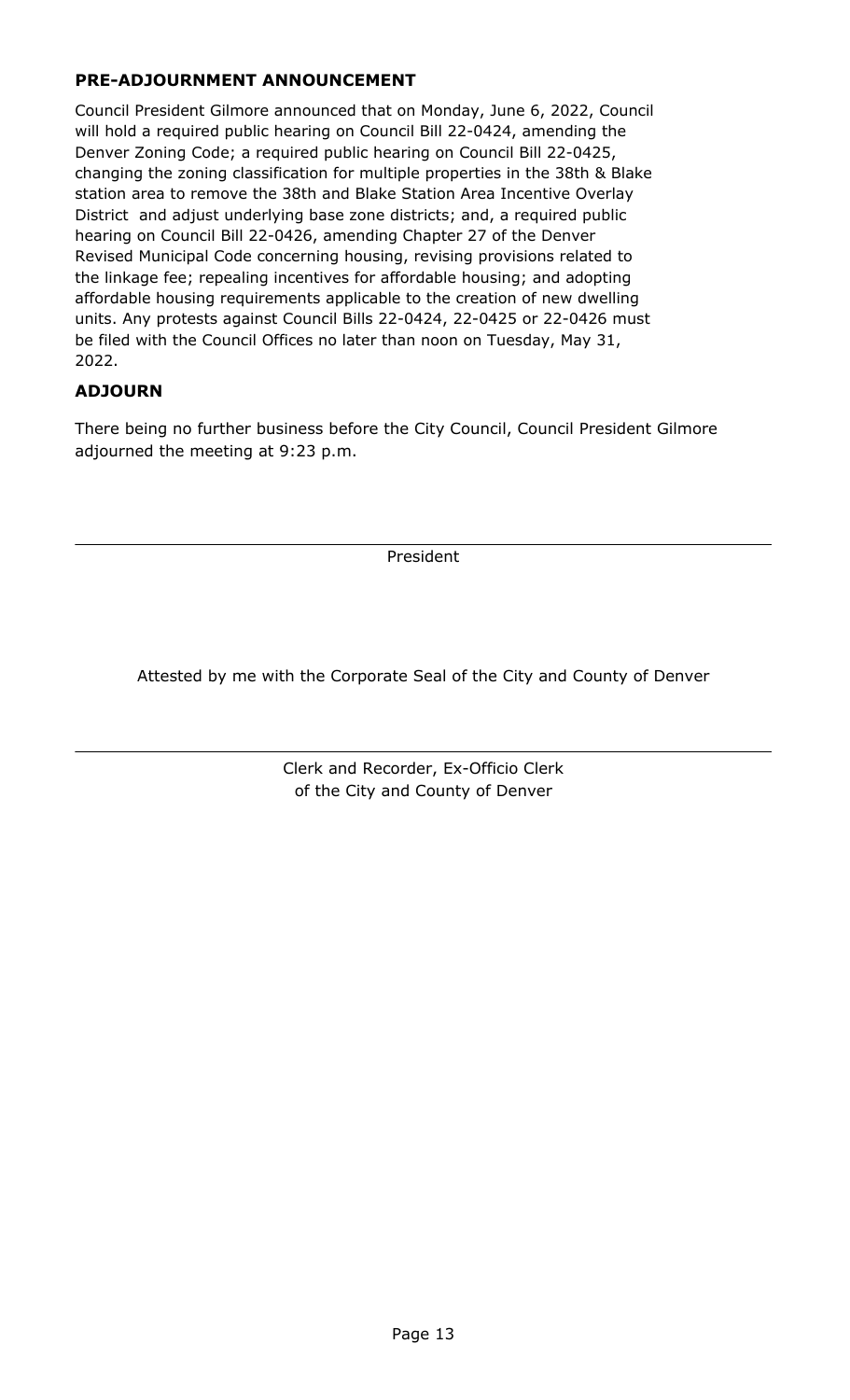## PRE-ADJOURNMENT ANNOUNCEMENT

Council President Gilmore announced that on Monday, June 6, 2022, Council will hold a required public hearing on Council Bill 22-0424, amending the Denver Zoning Code; a required public hearing on Council Bill 22-0425, changing the zoning classification for multiple properties in the 38th & Blake station area to remove the 38th and Blake Station Area Incentive Overlay District and adjust underlying base zone districts; and, a required public hearing on Council Bill 22-0426, amending Chapter 27 of the Denver Revised Municipal Code concerning housing, revising provisions related to the linkage fee; repealing incentives for affordable housing; and adopting affordable housing requirements applicable to the creation of new dwelling units. Any protests against Council Bills 22-0424, 22-0425 or 22-0426 must be filed with the Council Offices no later than noon on Tuesday, May 31, 2022.

## ADJOURN

There being no further business before the City Council, Council President Gilmore adjourned the meeting at 9:23 p.m.

---

President

Attested by me with the Corporate Seal of the City and County of Denver

---

Clerk and Recorder, Ex-Officio Clerk
of the City and County of Denver